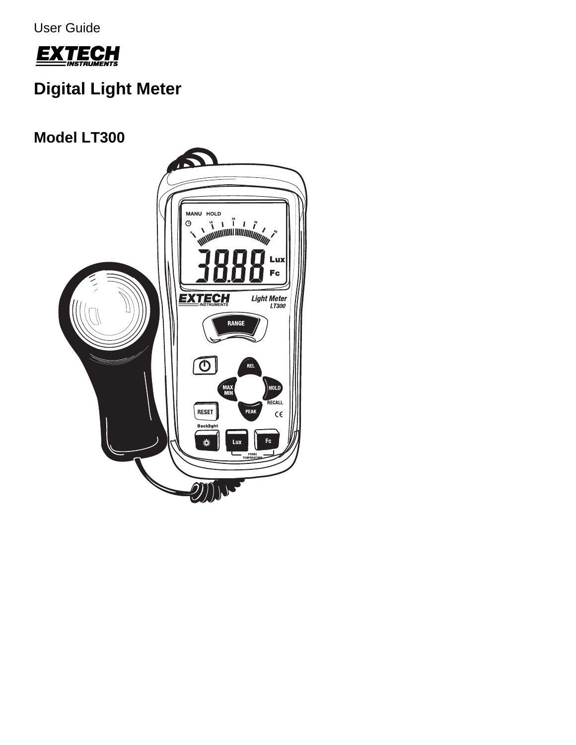User Guide

EXTECH INSTRUMENTS

# Digital Light Meter

## Model LT300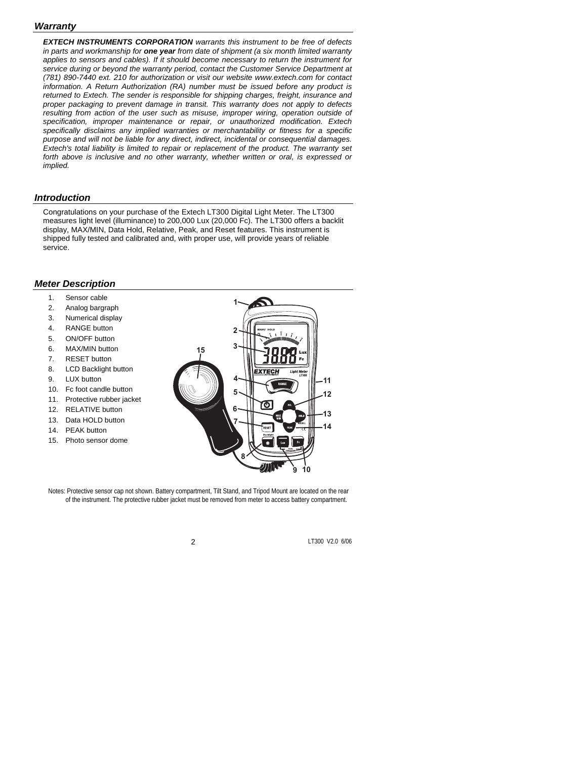## *Warranty*

***EXTECH INSTRUMENTS CORPORATION** warrants this instrument to be free of defects in parts and workmanship for **one year** from date of shipment (a six month limited warranty applies to sensors and cables). If it should become necessary to return the instrument for service during or beyond the warranty period, contact the Customer Service Department at (781) 890-7440 ext. 210 for authorization or visit our website www.extech.com for contact information. A Return Authorization (RA) number must be issued before any product is returned to Extech. The sender is responsible for shipping charges, freight, insurance and proper packaging to prevent damage in transit. This warranty does not apply to defects resulting from action of the user such as misuse, improper wiring, operation outside of specification, improper maintenance or repair, or unauthorized modification. Extech specifically disclaims any implied warranties or merchantability or fitness for a specific purpose and will not be liable for any direct, indirect, incidental or consequential damages. Extech's total liability is limited to repair or replacement of the product. The warranty set forth above is inclusive and no other warranty, whether written or oral, is expressed or implied.*

## *Introduction*

Congratulations on your purchase of the Extech LT300 Digital Light Meter. The LT300 measures light level (illuminance) to 200,000 Lux (20,000 Fc). The LT300 offers a backlit display, MAX/MIN, Data Hold, Relative, Peak, and Reset features. This instrument is shipped fully tested and calibrated and, with proper use, will provide years of reliable service.

## *Meter Description*

1. Sensor cable
2. Analog bargraph
3. Numerical display
4. RANGE button
5. ON/OFF button
6. MAX/MIN button
7. RESET button
8. LCD Backlight button
9. LUX button
10. Fc foot candle button
11. Protective rubber jacket
12. RELATIVE button
13. Data HOLD button
14. PEAK button
15. Photo sensor dome

Notes: Protective sensor cap not shown. Battery compartment, Tilt Stand, and Tripod Mount are located on the rear of the instrument. The protective rubber jacket must be removed from meter to access battery compartment.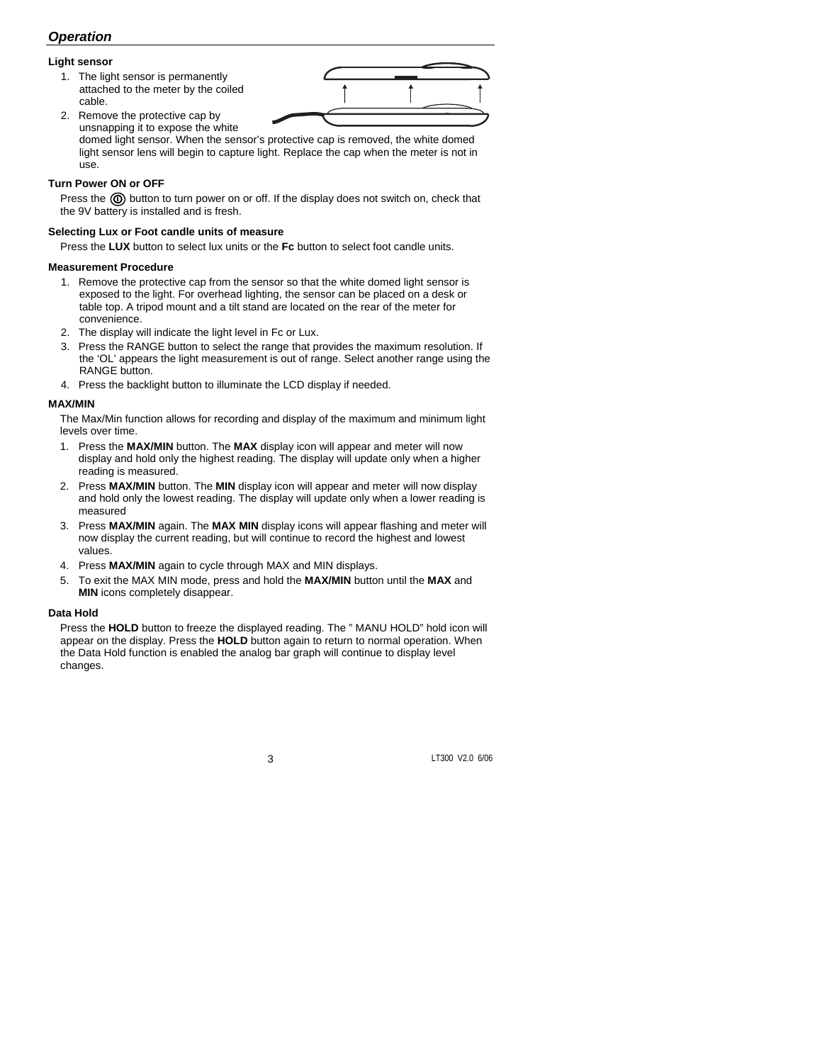## *Operation*

### Light sensor

1. The light sensor is permanently attached to the meter by the coiled cable.
2. Remove the protective cap by unsnapping it to expose the white domed light sensor. When the sensor's protective cap is removed, the white domed light sensor lens will begin to capture light. Replace the cap when the meter is not in use.

### Turn Power ON or OFF

Press the ⓘ button to turn power on or off. If the display does not switch on, check that the 9V battery is installed and is fresh.

### Selecting Lux or Foot candle units of measure

Press the **LUX** button to select lux units or the **Fc** button to select foot candle units.

### Measurement Procedure

1. Remove the protective cap from the sensor so that the white domed light sensor is exposed to the light. For overhead lighting, the sensor can be placed on a desk or table top. A tripod mount and a tilt stand are located on the rear of the meter for convenience.
2. The display will indicate the light level in Fc or Lux.
3. Press the RANGE button to select the range that provides the maximum resolution. If the 'OL' appears the light measurement is out of range. Select another range using the RANGE button.
4. Press the backlight button to illuminate the LCD display if needed.

### MAX/MIN

The Max/Min function allows for recording and display of the maximum and minimum light levels over time.

1. Press the **MAX/MIN** button. The **MAX** display icon will appear and meter will now display and hold only the highest reading. The display will update only when a higher reading is measured.
2. Press **MAX/MIN** button. The **MIN** display icon will appear and meter will now display and hold only the lowest reading. The display will update only when a lower reading is measured
3. Press **MAX/MIN** again. The **MAX MIN** display icons will appear flashing and meter will now display the current reading, but will continue to record the highest and lowest values.
4. Press **MAX/MIN** again to cycle through MAX and MIN displays.
5. To exit the MAX MIN mode, press and hold the **MAX/MIN** button until the **MAX** and **MIN** icons completely disappear.

### Data Hold

Press the **HOLD** button to freeze the displayed reading. The " MANU HOLD" hold icon will appear on the display. Press the **HOLD** button again to return to normal operation. When the Data Hold function is enabled the analog bar graph will continue to display level changes.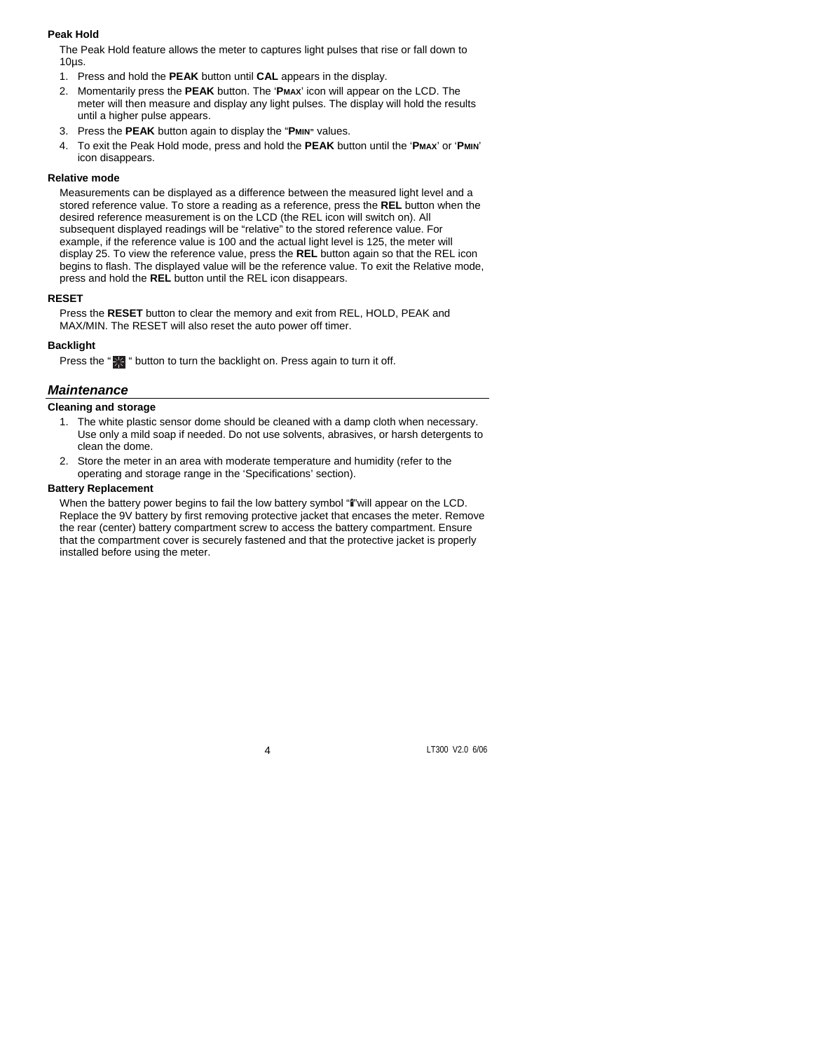### Peak Hold

The Peak Hold feature allows the meter to captures light pulses that rise or fall down to 10µs.

1. Press and hold the **PEAK** button until **CAL** appears in the display.
2. Momentarily press the **PEAK** button. The '**PMAX**' icon will appear on the LCD. The meter will then measure and display any light pulses. The display will hold the results until a higher pulse appears.
3. Press the **PEAK** button again to display the "**PMIN**" values.
4. To exit the Peak Hold mode, press and hold the **PEAK** button until the '**PMAX**' or '**PMIN**' icon disappears.

### Relative mode

Measurements can be displayed as a difference between the measured light level and a stored reference value. To store a reading as a reference, press the **REL** button when the desired reference measurement is on the LCD (the REL icon will switch on). All subsequent displayed readings will be "relative" to the stored reference value. For example, if the reference value is 100 and the actual light level is 125, the meter will display 25. To view the reference value, press the **REL** button again so that the REL icon begins to flash. The displayed value will be the reference value. To exit the Relative mode, press and hold the **REL** button until the REL icon disappears.

### RESET

Press the **RESET** button to clear the memory and exit from REL, HOLD, PEAK and MAX/MIN. The RESET will also reset the auto power off timer.

### Backlight

Press the " ☀ " button to turn the backlight on. Press again to turn it off.

## *Maintenance*

### Cleaning and storage

1. The white plastic sensor dome should be cleaned with a damp cloth when necessary. Use only a mild soap if needed. Do not use solvents, abrasives, or harsh detergents to clean the dome.
2. Store the meter in an area with moderate temperature and humidity (refer to the operating and storage range in the 'Specifications' section).

### Battery Replacement

When the battery power begins to fail the low battery symbol "🔋"will appear on the LCD. Replace the 9V battery by first removing protective jacket that encases the meter. Remove the rear (center) battery compartment screw to access the battery compartment. Ensure that the compartment cover is securely fastened and that the protective jacket is properly installed before using the meter.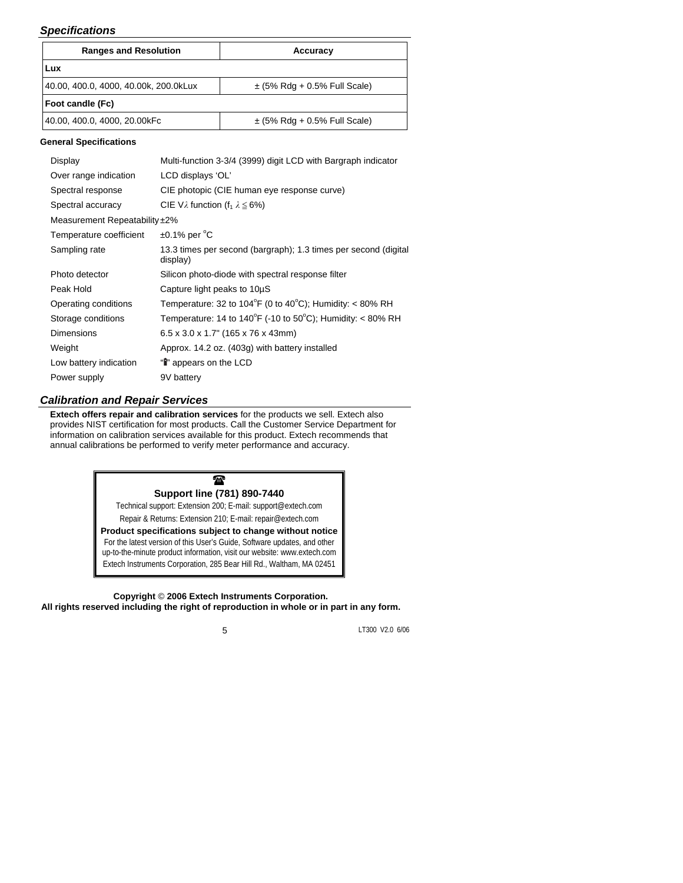## *Specifications*

| Ranges and Resolution | Accuracy |
|---|---|
| **Lux** | |
| 40.00, 400.0, 4000, 40.00k, 200.0kLux | ± (5% Rdg + 0.5% Full Scale) |
| **Foot candle (Fc)** | |
| 40.00, 400.0, 4000, 20.00kFc | ± (5% Rdg + 0.5% Full Scale) |

**General Specifications**

| | |
|---|---|
| Display | Multi-function 3-3/4 (3999) digit LCD with Bargraph indicator |
| Over range indication | LCD displays 'OL' |
| Spectral response | CIE photopic (CIE human eye response curve) |
| Spectral accuracy | CIE V$\lambda$ function ($f_1$ $\lambda \leqq 6\%$) |
| Measurement Repeatability | ±2% |
| Temperature coefficient | ±0.1% per °C |
| Sampling rate | 13.3 times per second (bargraph); 1.3 times per second (digital display) |
| Photo detector | Silicon photo-diode with spectral response filter |
| Peak Hold | Capture light peaks to 10µS |
| Operating conditions | Temperature: 32 to 104°F (0 to 40°C); Humidity: < 80% RH |
| Storage conditions | Temperature: 14 to 140°F (-10 to 50°C); Humidity: < 80% RH |
| Dimensions | 6.5 x 3.0 x 1.7" (165 x 76 x 43mm) |
| Weight | Approx. 14.2 oz. (403g) with battery installed |
| Low battery indication | "battery symbol" appears on the LCD |
| Power supply | 9V battery |

## *Calibration and Repair Services*

**Extech offers repair and calibration services** for the products we sell. Extech also provides NIST certification for most products. Call the Customer Service Department for information on calibration services available for this product. Extech recommends that annual calibrations be performed to verify meter performance and accuracy.

**Support line (781) 890-7440**

Technical support: Extension 200; E-mail: support@extech.com

Repair & Returns: Extension 210; E-mail: repair@extech.com

**Product specifications subject to change without notice**

For the latest version of this User's Guide, Software updates, and other up-to-the-minute product information, visit our website: www.extech.com

Extech Instruments Corporation, 285 Bear Hill Rd., Waltham, MA 02451

**Copyright © 2006 Extech Instruments Corporation.**
**All rights reserved including the right of reproduction in whole or in part in any form.**

LT300 V2.0 6/06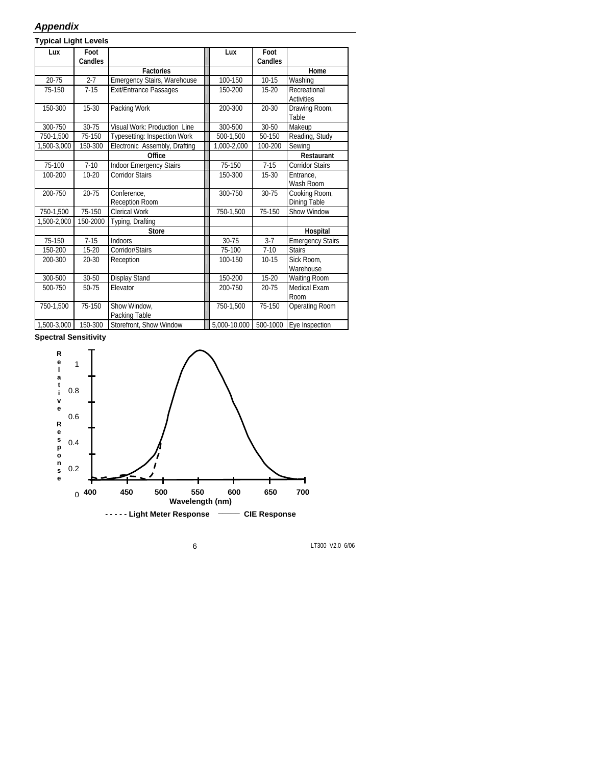## Appendix

### Typical Light Levels

| Lux | Foot Candles | | Lux | Foot Candles | |
|---|---|---|---|---|---|
| | | **Factories** | | | **Home** |
| 20-75 | 2-7 | Emergency Stairs, Warehouse | 100-150 | 10-15 | Washing |
| 75-150 | 7-15 | Exit/Entrance Passages | 150-200 | 15-20 | Recreational Activities |
| 150-300 | 15-30 | Packing Work | 200-300 | 20-30 | Drawing Room, Table |
| 300-750 | 30-75 | Visual Work: Production Line | 300-500 | 30-50 | Makeup |
| 750-1,500 | 75-150 | Typesetting: Inspection Work | 500-1,500 | 50-150 | Reading, Study |
| 1,500-3,000 | 150-300 | Electronic Assembly, Drafting | 1,000-2,000 | 100-200 | Sewing |
| | | **Office** | | | **Restaurant** |
| 75-100 | 7-10 | Indoor Emergency Stairs | 75-150 | 7-15 | Corridor Stairs |
| 100-200 | 10-20 | Corridor Stairs | 150-300 | 15-30 | Entrance, Wash Room |
| 200-750 | 20-75 | Conference, Reception Room | 300-750 | 30-75 | Cooking Room, Dining Table |
| 750-1,500 | 75-150 | Clerical Work | 750-1,500 | 75-150 | Show Window |
| 1,500-2,000 | 150-2000 | Typing, Drafting | | | |
| | | **Store** | | | **Hospital** |
| 75-150 | 7-15 | Indoors | 30-75 | 3-7 | Emergency Stairs |
| 150-200 | 15-20 | Corridor/Stairs | 75-100 | 7-10 | Stairs |
| 200-300 | 20-30 | Reception | 100-150 | 10-15 | Sick Room, Warehouse |
| 300-500 | 30-50 | Display Stand | 150-200 | 15-20 | Waiting Room |
| 500-750 | 50-75 | Elevator | 200-750 | 20-75 | Medical Exam Room |
| 750-1,500 | 75-150 | Show Window, Packing Table | 750-1,500 | 75-150 | Operating Room |
| 1,500-3,000 | 150-300 | Storefront, Show Window | 5,000-10,000 | 500-1000 | Eye Inspection |

### Spectral Sensitivity

Relative Response

1
0.8
0.6
0.4
0.2
0

400 450 500 550 600 650 700

Wavelength (nm)

- - - - - Light Meter Response —— CIE Response